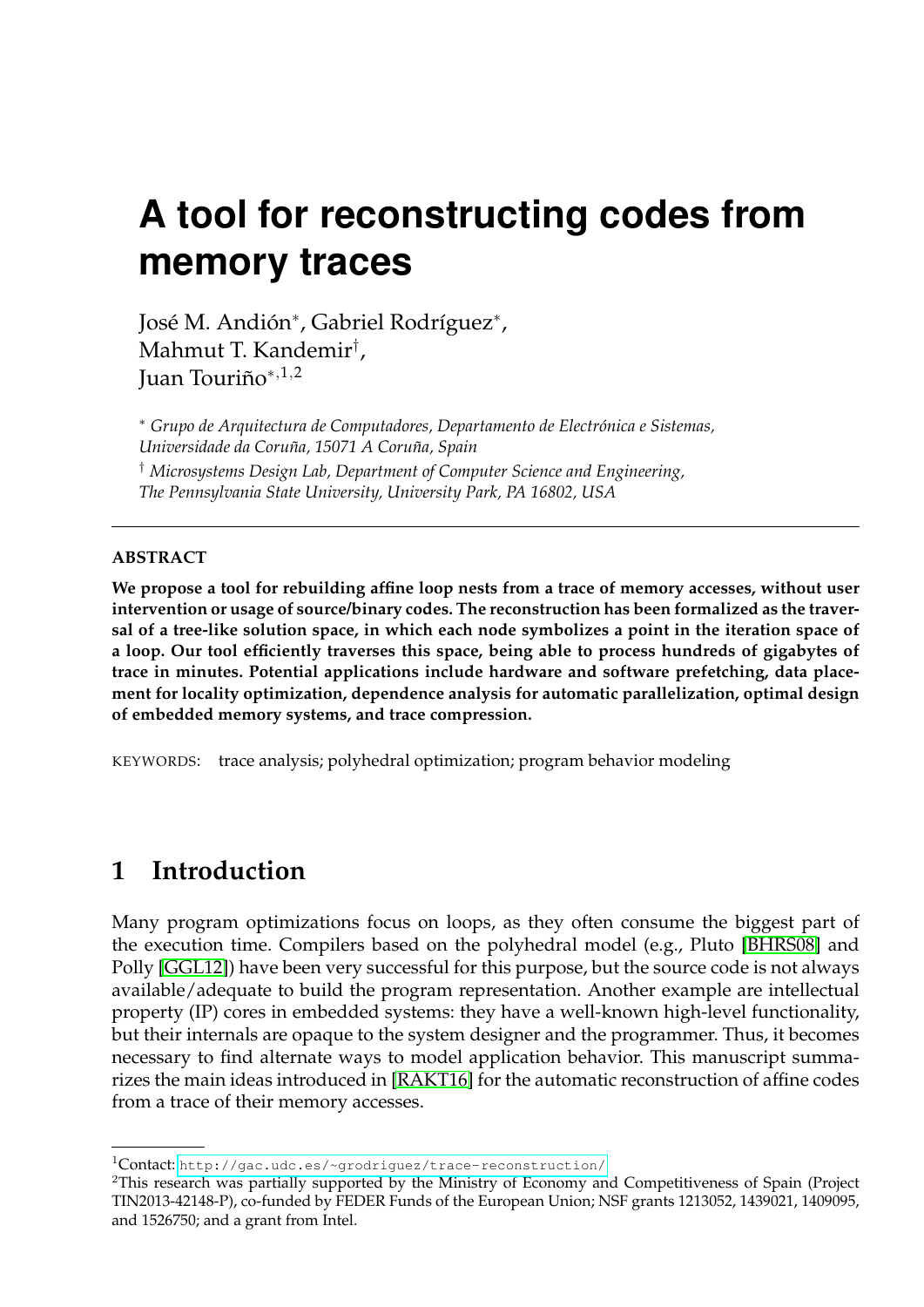# A tool for reconstructing codes from memory traces

José M. Andión*, Gabriel Rodríguez*,
Mahmut T. Kandemir†,
Juan Touriño*,[1,2]

\* *Grupo de Arquitectura de Computadores, Departamento de Electrónica e Sistemas, Universidade da Coruña, 15071 A Coruña, Spain*

† *Microsystems Design Lab, Department of Computer Science and Engineering, The Pennsylvania State University, University Park, PA 16802, USA*

---

**ABSTRACT**

**We propose a tool for rebuilding affine loop nests from a trace of memory accesses, without user intervention or usage of source/binary codes. The reconstruction has been formalized as the traversal of a tree-like solution space, in which each node symbolizes a point in the iteration space of a loop. Our tool efficiently traverses this space, being able to process hundreds of gigabytes of trace in minutes. Potential applications include hardware and software prefetching, data placement for locality optimization, dependence analysis for automatic parallelization, optimal design of embedded memory systems, and trace compression.**

KEYWORDS: trace analysis; polyhedral optimization; program behavior modeling

## 1 Introduction

Many program optimizations focus on loops, as they often consume the biggest part of the execution time. Compilers based on the polyhedral model (e.g., Pluto [BHRS08] and Polly [GGL12]) have been very successful for this purpose, but the source code is not always available/adequate to build the program representation. Another example are intellectual property (IP) cores in embedded systems: they have a well-known high-level functionality, but their internals are opaque to the system designer and the programmer. Thus, it becomes necessary to find alternate ways to model application behavior. This manuscript summarizes the main ideas introduced in [RAKT16] for the automatic reconstruction of affine codes from a trace of their memory accesses.

---

[1] Contact: http://gac.udc.es/~grodriguez/trace-reconstruction/

[2] This research was partially supported by the Ministry of Economy and Competitiveness of Spain (Project TIN2013-42148-P), co-funded by FEDER Funds of the European Union; NSF grants 1213052, 1439021, 1409095, and 1526750; and a grant from Intel.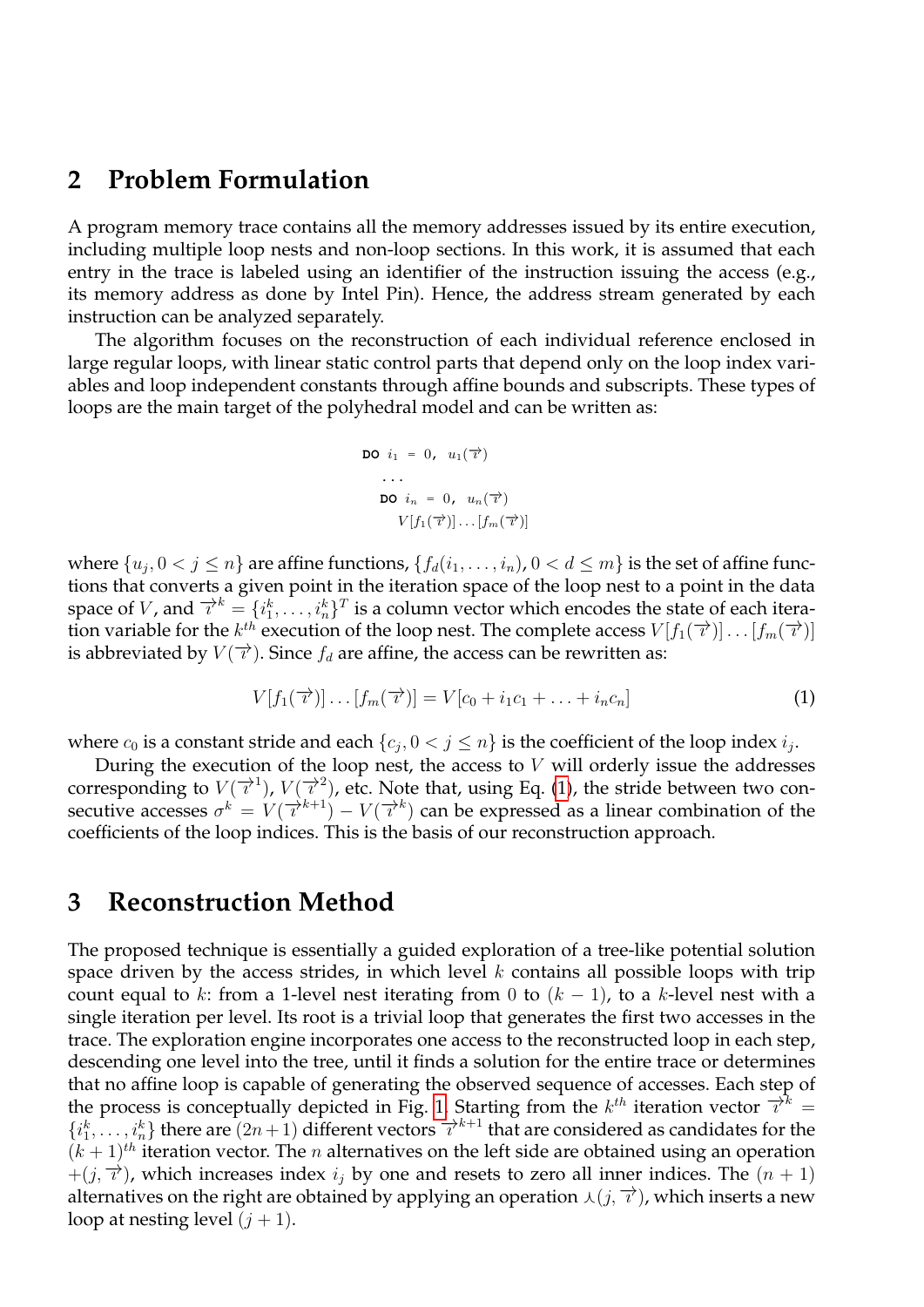## 2 Problem Formulation

A program memory trace contains all the memory addresses issued by its entire execution, including multiple loop nests and non-loop sections. In this work, it is assumed that each entry in the trace is labeled using an identifier of the instruction issuing the access (e.g., its memory address as done by Intel Pin). Hence, the address stream generated by each instruction can be analyzed separately.

The algorithm focuses on the reconstruction of each individual reference enclosed in large regular loops, with linear static control parts that depend only on the loop index variables and loop independent constants through affine bounds and subscripts. These types of loops are the main target of the polyhedral model and can be written as:

```
DO i_1 = 0, u_1(i)
  ...
  DO i_n = 0, u_n(i)
    V[f_1(i)]...[f_m(i)]
```

where $\{u_j, 0 < j \leq n\}$ are affine functions, $\{f_d(i_1, \ldots, i_n), 0 < d \leq m\}$ is the set of affine functions that converts a given point in the iteration space of the loop nest to a point in the data space of $V$, and $\overrightarrow{\imath}^k = \{i_1^k, \ldots, i_n^k\}^T$ is a column vector which encodes the state of each iteration variable for the $k^{th}$ execution of the loop nest. The complete access $V[f_1(\overrightarrow{\imath})] \ldots [f_m(\overrightarrow{\imath})]$ is abbreviated by $V(\overrightarrow{\imath})$. Since $f_d$ are affine, the access can be rewritten as:

$$V[f_1(\overrightarrow{\imath})] \ldots [f_m(\overrightarrow{\imath})] = V[c_0 + i_1 c_1 + \ldots + i_n c_n] \tag{1}$$

where $c_0$ is a constant stride and each $\{c_j, 0 < j \leq n\}$ is the coefficient of the loop index $i_j$.

During the execution of the loop nest, the access to $V$ will orderly issue the addresses corresponding to $V(\overrightarrow{\imath}^1)$, $V(\overrightarrow{\imath}^2)$, etc. Note that, using Eq. (1), the stride between two consecutive accesses $\sigma^k = V(\overrightarrow{\imath}^{k+1}) - V(\overrightarrow{\imath}^k)$ can be expressed as a linear combination of the coefficients of the loop indices. This is the basis of our reconstruction approach.

## 3 Reconstruction Method

The proposed technique is essentially a guided exploration of a tree-like potential solution space driven by the access strides, in which level $k$ contains all possible loops with trip count equal to $k$: from a 1-level nest iterating from 0 to $(k-1)$, to a $k$-level nest with a single iteration per level. Its root is a trivial loop that generates the first two accesses in the trace. The exploration engine incorporates one access to the reconstructed loop in each step, descending one level into the tree, until it finds a solution for the entire trace or determines that no affine loop is capable of generating the observed sequence of accesses. Each step of the process is conceptually depicted in Fig. 1. Starting from the $k^{th}$ iteration vector $\overrightarrow{\imath}^k = \{i_1^k, \ldots, i_n^k\}$ there are $(2n+1)$ different vectors $\overrightarrow{\imath}^{k+1}$ that are considered as candidates for the $(k+1)^{th}$ iteration vector. The $n$ alternatives on the left side are obtained using an operation $+(j, \overrightarrow{\imath})$, which increases index $i_j$ by one and resets to zero all inner indices. The $(n+1)$ alternatives on the right are obtained by applying an operation $\curlywedge(j, \overrightarrow{\imath})$, which inserts a new loop at nesting level $(j+1)$.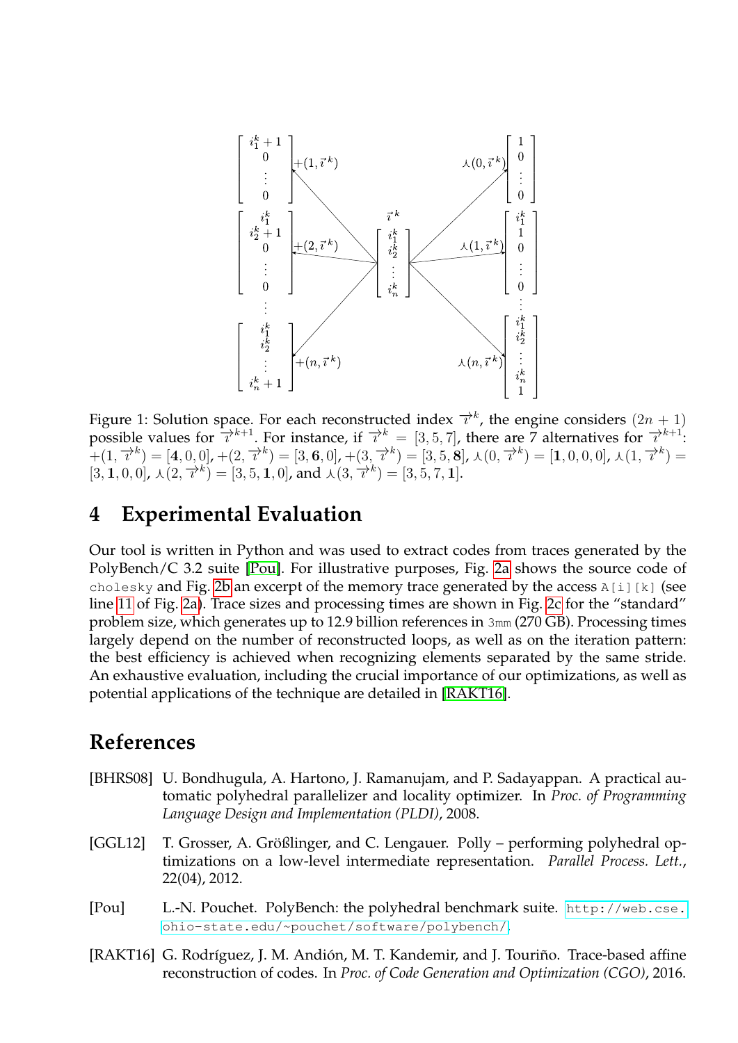Figure 1: Solution space. For each reconstructed index $\overrightarrow{\imath}^{k}$, the engine considers $(2n+1)$ possible values for $\overrightarrow{\imath}^{k+1}$. For instance, if $\overrightarrow{\imath}^{k} = [3,5,7]$, there are 7 alternatives for $\overrightarrow{\imath}^{k+1}$: $+(1,\overrightarrow{\imath}^{k}) = [\mathbf{4},0,0]$, $+(2,\overrightarrow{\imath}^{k}) = [3,\mathbf{6},0]$, $+(3,\overrightarrow{\imath}^{k}) = [3,5,\mathbf{8}]$, $\curlywedge(0,\overrightarrow{\imath}^{k}) = [\mathbf{1},0,0,0]$, $\curlywedge(1,\overrightarrow{\imath}^{k}) = [3,\mathbf{1},0,0]$, $\curlywedge(2,\overrightarrow{\imath}^{k}) = [3,5,\mathbf{1},0]$, and $\curlywedge(3,\overrightarrow{\imath}^{k}) = [3,5,7,\mathbf{1}]$.

## 4 Experimental Evaluation

Our tool is written in Python and was used to extract codes from traces generated by the PolyBench/C 3.2 suite [Pou]. For illustrative purposes, Fig. 2a shows the source code of `cholesky` and Fig. 2b an excerpt of the memory trace generated by the access `A[i][k]` (see line 11 of Fig. 2a). Trace sizes and processing times are shown in Fig. 2c for the "standard" problem size, which generates up to 12.9 billion references in `3mm` (270 GB). Processing times largely depend on the number of reconstructed loops, as well as on the iteration pattern: the best efficiency is achieved when recognizing elements separated by the same stride. An exhaustive evaluation, including the crucial importance of our optimizations, as well as potential applications of the technique are detailed in [RAKT16].

## References

[BHRS08] U. Bondhugula, A. Hartono, J. Ramanujam, and P. Sadayappan. A practical automatic polyhedral parallelizer and locality optimizer. In *Proc. of Programming Language Design and Implementation (PLDI)*, 2008.

[GGL12] T. Grosser, A. Größlinger, and C. Lengauer. Polly – performing polyhedral optimizations on a low-level intermediate representation. *Parallel Process. Lett.*, 22(04), 2012.

[Pou] L.-N. Pouchet. PolyBench: the polyhedral benchmark suite. `http://web.cse.ohio-state.edu/~pouchet/software/polybench/`.

[RAKT16] G. Rodríguez, J. M. Andión, M. T. Kandemir, and J. Touriño. Trace-based affine reconstruction of codes. In *Proc. of Code Generation and Optimization (CGO)*, 2016.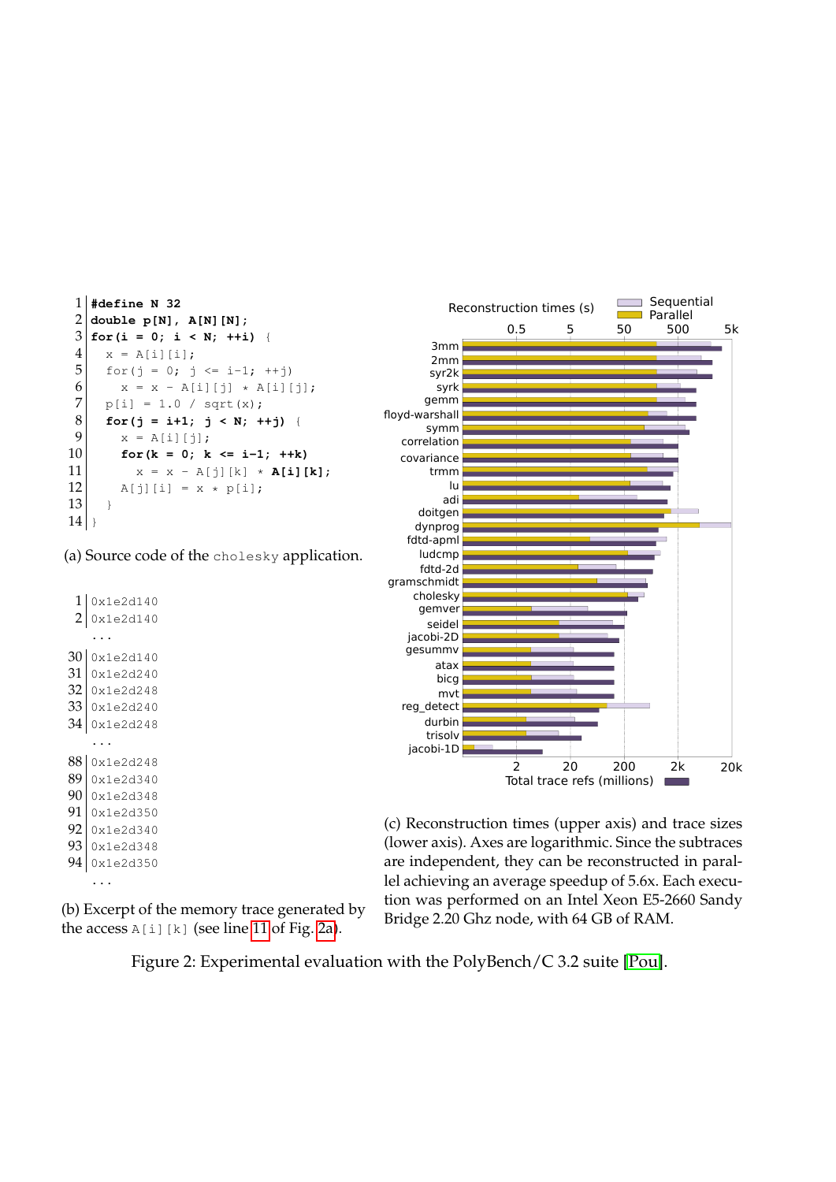```
1  #define N 32
2  double p[N], A[N][N];
3  for(i = 0; i < N; ++i) {
4    x = A[i][i];
5    for(j = 0; j <= i-1; ++j)
6      x = x - A[i][j] * A[i][j];
7    p[i] = 1.0 / sqrt(x);
8    for(j = i+1; j < N; ++j) {
9      x = A[i][j];
10     for(k = 0; k <= i-1; ++k)
11       x = x - A[j][k] * A[i][k];
12     A[j][i] = x * p[i];
13   }
14 }
```

(a) Source code of the `cholesky` application.

```
1  0x1e2d140
2  0x1e2d140
   ...
30 0x1e2d140
31 0x1e2d240
32 0x1e2d248
33 0x1e2d240
34 0x1e2d248
   ...
88 0x1e2d248
89 0x1e2d340
90 0x1e2d348
91 0x1e2d350
92 0x1e2d340
93 0x1e2d348
94 0x1e2d350
   ...
```

(b) Excerpt of the memory trace generated by the access `A[i][k]` (see line 11 of Fig. 2a).

Reconstruction times (s)
Sequential
Parallel
0.5 5 50 500 5k

3mm
2mm
syr2k
syrk
gemm
floyd-warshall
symm
correlation
covariance
trmm
lu
adi
doitgen
dynprog
fdtd-apml
ludcmp
fdtd-2d
gramschmidt
cholesky
gemver
seidel
jacobi-2D
gesummv
atax
bicg
mvt
reg_detect
durbin
trisolv
jacobi-1D

2 20 200 2k 20k
Total trace refs (millions)

(c) Reconstruction times (upper axis) and trace sizes (lower axis). Axes are logarithmic. Since the subtraces are independent, they can be reconstructed in parallel achieving an average speedup of 5.6x. Each execution was performed on an Intel Xeon E5-2660 Sandy Bridge 2.20 Ghz node, with 64 GB of RAM.

Figure 2: Experimental evaluation with the PolyBench/C 3.2 suite [Pou].